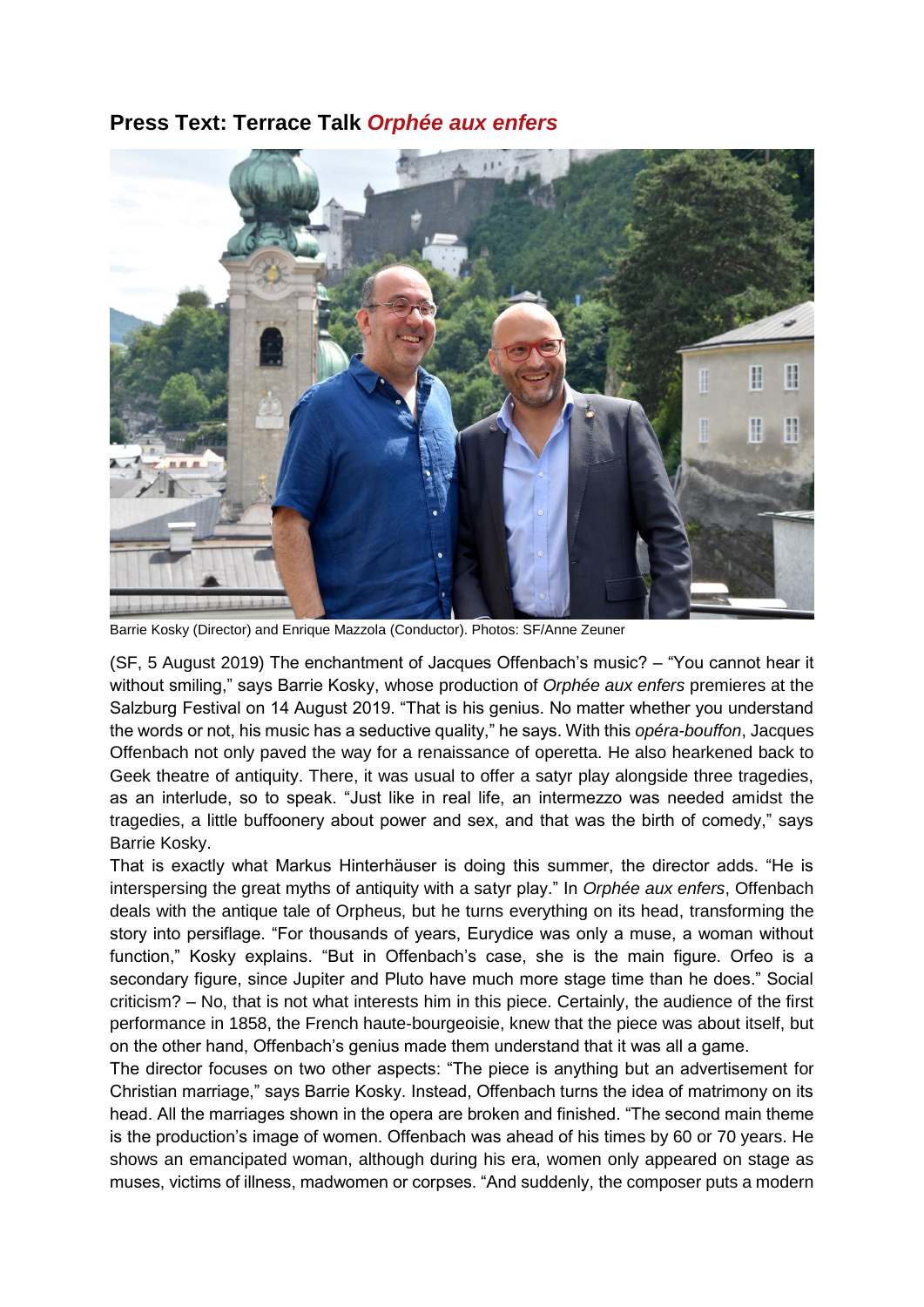## Press Text: Terrace Talk *Orphée aux enfers*

Barrie Kosky (Director) and Enrique Mazzola (Conductor). Photos: SF/Anne Zeuner

(SF, 5 August 2019) The enchantment of Jacques Offenbach's music? – "You cannot hear it without smiling," says Barrie Kosky, whose production of *Orphée aux enfers* premieres at the Salzburg Festival on 14 August 2019. "That is his genius. No matter whether you understand the words or not, his music has a seductive quality," he says. With this *opéra-bouffon*, Jacques Offenbach not only paved the way for a renaissance of operetta. He also hearkened back to Geek theatre of antiquity. There, it was usual to offer a satyr play alongside three tragedies, as an interlude, so to speak. "Just like in real life, an intermezzo was needed amidst the tragedies, a little buffoonery about power and sex, and that was the birth of comedy," says Barrie Kosky.

That is exactly what Markus Hinterhäuser is doing this summer, the director adds. "He is interspersing the great myths of antiquity with a satyr play." In *Orphée aux enfers*, Offenbach deals with the antique tale of Orpheus, but he turns everything on its head, transforming the story into persiflage. "For thousands of years, Eurydice was only a muse, a woman without function," Kosky explains. "But in Offenbach's case, she is the main figure. Orfeo is a secondary figure, since Jupiter and Pluto have much more stage time than he does." Social criticism? – No, that is not what interests him in this piece. Certainly, the audience of the first performance in 1858, the French haute-bourgeoisie, knew that the piece was about itself, but on the other hand, Offenbach's genius made them understand that it was all a game.

The director focuses on two other aspects: "The piece is anything but an advertisement for Christian marriage," says Barrie Kosky. Instead, Offenbach turns the idea of matrimony on its head. All the marriages shown in the opera are broken and finished. "The second main theme is the production's image of women. Offenbach was ahead of his times by 60 or 70 years. He shows an emancipated woman, although during his era, women only appeared on stage as muses, victims of illness, madwomen or corpses. "And suddenly, the composer puts a modern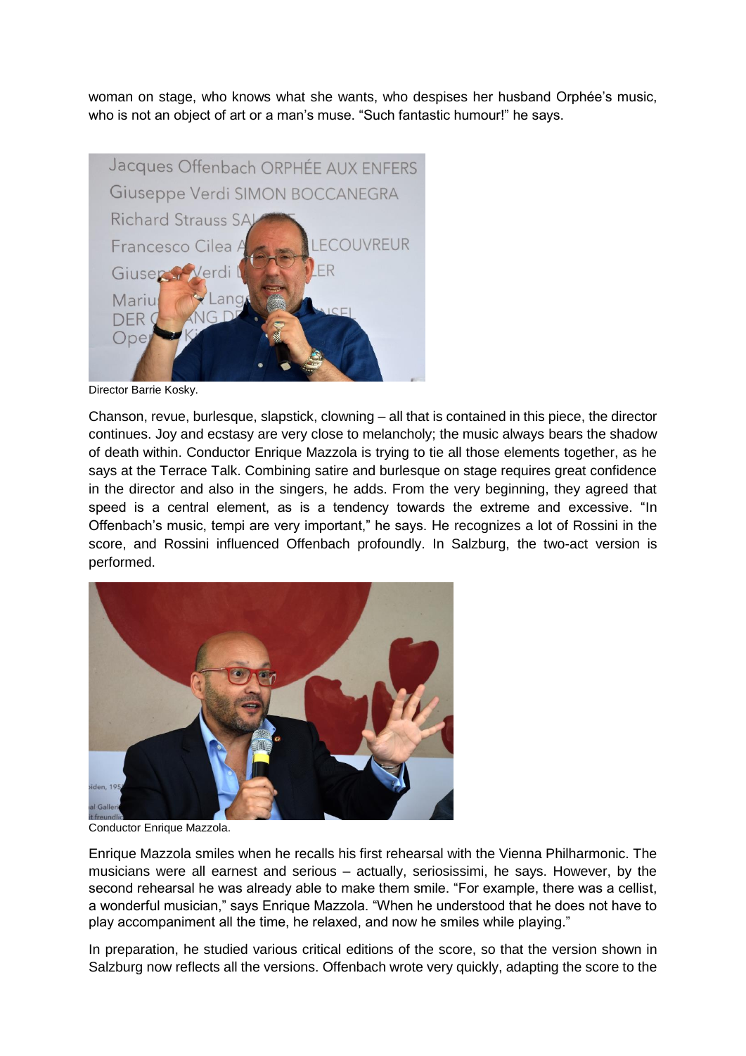woman on stage, who knows what she wants, who despises her husband Orphée's music, who is not an object of art or a man's muse. "Such fantastic humour!" he says.

Director Barrie Kosky.

Chanson, revue, burlesque, slapstick, clowning – all that is contained in this piece, the director continues. Joy and ecstasy are very close to melancholy; the music always bears the shadow of death within. Conductor Enrique Mazzola is trying to tie all those elements together, as he says at the Terrace Talk. Combining satire and burlesque on stage requires great confidence in the director and also in the singers, he adds. From the very beginning, they agreed that speed is a central element, as is a tendency towards the extreme and excessive. "In Offenbach's music, tempi are very important," he says. He recognizes a lot of Rossini in the score, and Rossini influenced Offenbach profoundly. In Salzburg, the two-act version is performed.

Conductor Enrique Mazzola.

Enrique Mazzola smiles when he recalls his first rehearsal with the Vienna Philharmonic. The musicians were all earnest and serious – actually, seriosissimi, he says. However, by the second rehearsal he was already able to make them smile. "For example, there was a cellist, a wonderful musician," says Enrique Mazzola. "When he understood that he does not have to play accompaniment all the time, he relaxed, and now he smiles while playing."

In preparation, he studied various critical editions of the score, so that the version shown in Salzburg now reflects all the versions. Offenbach wrote very quickly, adapting the score to the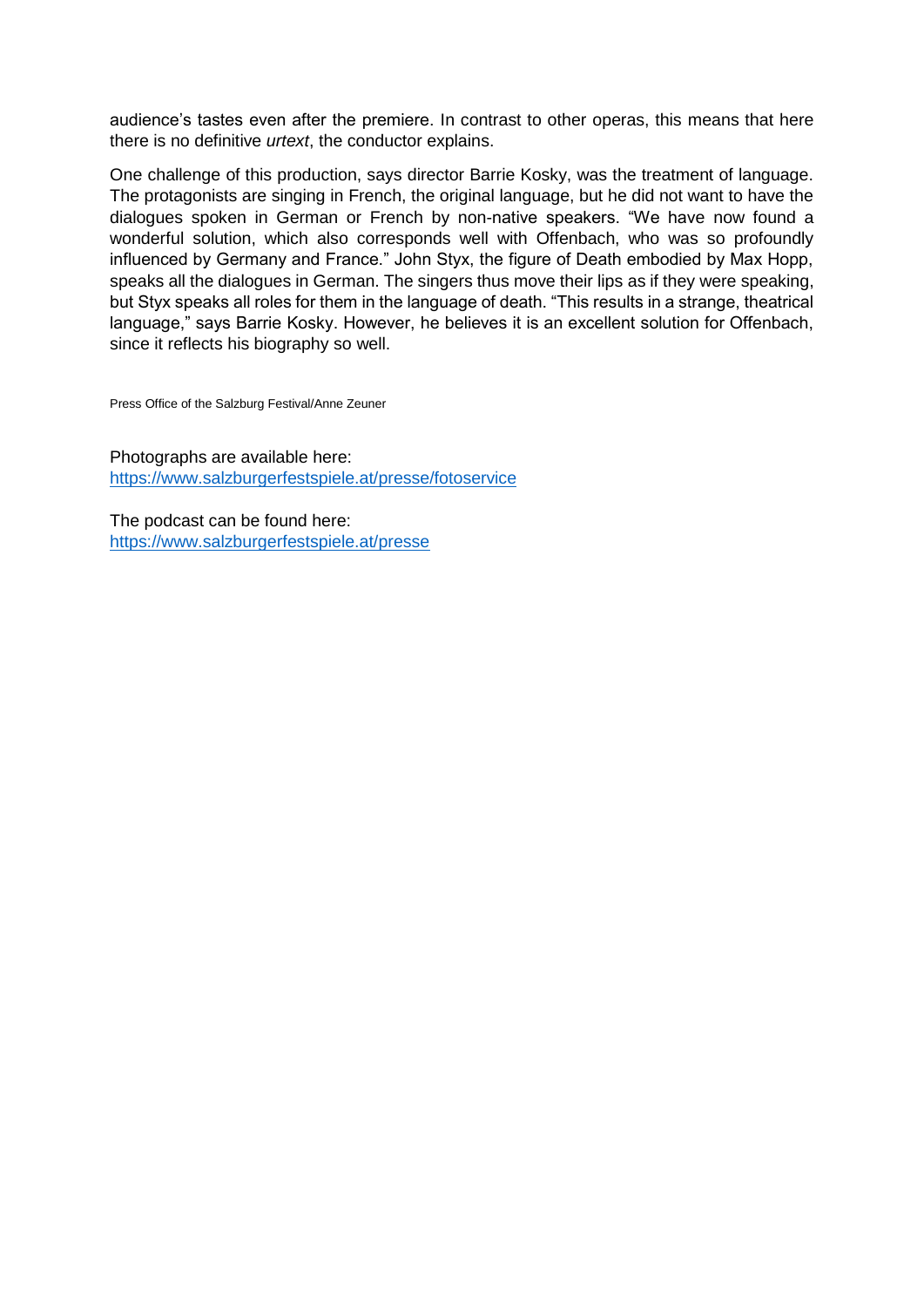audience's tastes even after the premiere. In contrast to other operas, this means that here there is no definitive *urtext*, the conductor explains.

One challenge of this production, says director Barrie Kosky, was the treatment of language. The protagonists are singing in French, the original language, but he did not want to have the dialogues spoken in German or French by non-native speakers. "We have now found a wonderful solution, which also corresponds well with Offenbach, who was so profoundly influenced by Germany and France." John Styx, the figure of Death embodied by Max Hopp, speaks all the dialogues in German. The singers thus move their lips as if they were speaking, but Styx speaks all roles for them in the language of death. "This results in a strange, theatrical language," says Barrie Kosky. However, he believes it is an excellent solution for Offenbach, since it reflects his biography so well.

Press Office of the Salzburg Festival/Anne Zeuner

Photographs are available here:
https://www.salzburgerfestspiele.at/presse/fotoservice

The podcast can be found here:
https://www.salzburgerfestspiele.at/presse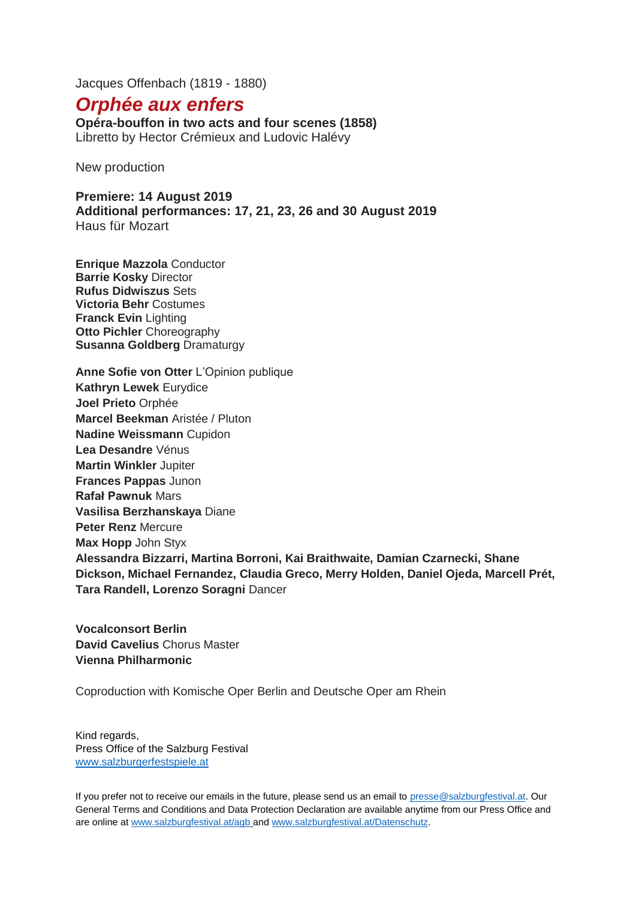Jacques Offenbach (1819 - 1880)

# *Orphée aux enfers*

**Opéra-bouffon in two acts and four scenes (1858)**
Libretto by Hector Crémieux and Ludovic Halévy

New production

**Premiere: 14 August 2019**
**Additional performances: 17, 21, 23, 26 and 30 August 2019**
Haus für Mozart

**Enrique Mazzola** Conductor
**Barrie Kosky** Director
**Rufus Didwiszus** Sets
**Victoria Behr** Costumes
**Franck Evin** Lighting
**Otto Pichler** Choreography
**Susanna Goldberg** Dramaturgy

**Anne Sofie von Otter** L'Opinion publique
**Kathryn Lewek** Eurydice
**Joel Prieto** Orphée
**Marcel Beekman** Aristée / Pluton
**Nadine Weissmann** Cupidon
**Lea Desandre** Vénus
**Martin Winkler** Jupiter
**Frances Pappas** Junon
**Rafał Pawnuk** Mars
**Vasilisa Berzhanskaya** Diane
**Peter Renz** Mercure
**Max Hopp** John Styx
**Alessandra Bizzarri, Martina Borroni, Kai Braithwaite, Damian Czarnecki, Shane Dickson, Michael Fernandez, Claudia Greco, Merry Holden, Daniel Ojeda, Marcell Prét, Tara Randell, Lorenzo Soragni** Dancer

**Vocalconsort Berlin**
**David Cavelius** Chorus Master
**Vienna Philharmonic**

Coproduction with Komische Oper Berlin and Deutsche Oper am Rhein

Kind regards,
Press Office of the Salzburg Festival
[www.salzburgerfestspiele.at](http://www.salzburgerfestspiele.at)

If you prefer not to receive our emails in the future, please send us an email to [presse@salzburgfestival.at](mailto:presse@salzburgfestival.at). Our General Terms and Conditions and Data Protection Declaration are available anytime from our Press Office and are online at [www.salzburgfestival.at/agb](http://www.salzburgfestival.at/agb) and [www.salzburgfestival.at/Datenschutz](http://www.salzburgfestival.at/Datenschutz).